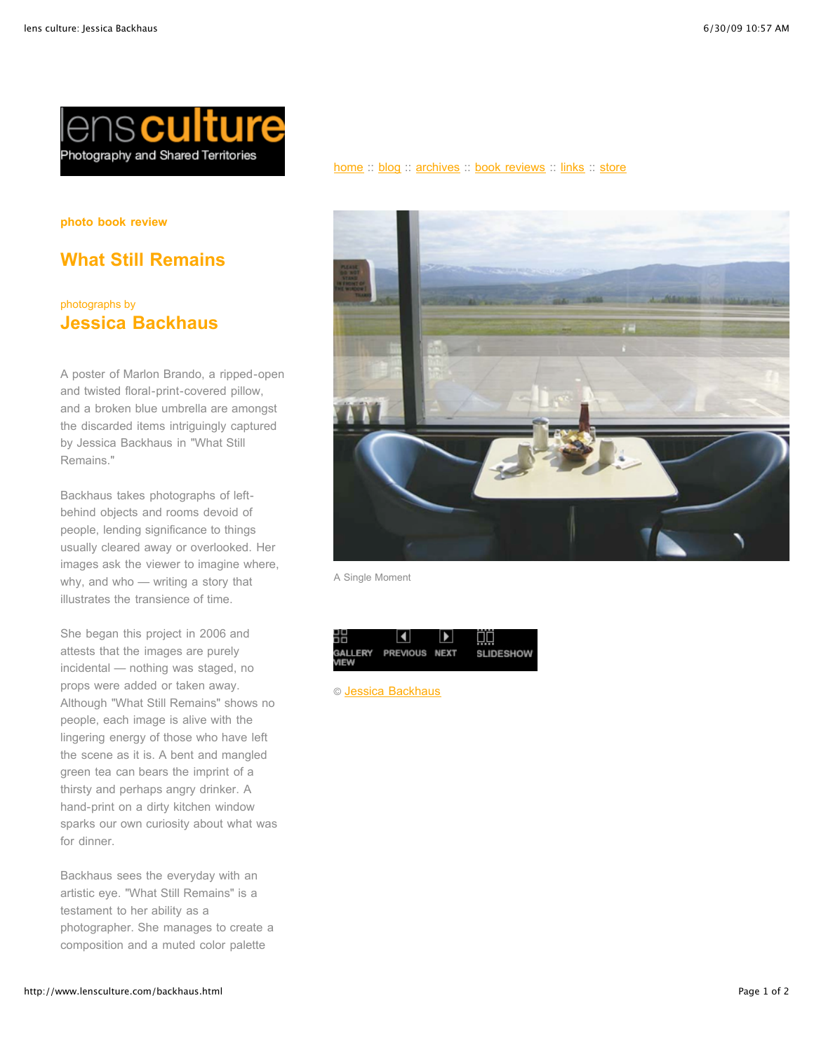lensculture

Photography and Shared Territories

home :: blog :: archives :: book reviews :: links :: store

photo book review

# What Still Remains

photographs by

## Jessica Backhaus

A poster of Marlon Brando, a ripped-open and twisted floral-print-covered pillow, and a broken blue umbrella are amongst the discarded items intriguingly captured by Jessica Backhaus in "What Still Remains."

Backhaus takes photographs of left-behind objects and rooms devoid of people, lending significance to things usually cleared away or overlooked. Her images ask the viewer to imagine where, why, and who — writing a story that illustrates the transience of time.

She began this project in 2006 and attests that the images are purely incidental — nothing was staged, no props were added or taken away. Although "What Still Remains" shows no people, each image is alive with the lingering energy of those who have left the scene as it is. A bent and mangled green tea can bears the imprint of a thirsty and perhaps angry drinker. A hand-print on a dirty kitchen window sparks our own curiosity about what was for dinner.

Backhaus sees the everyday with an artistic eye. "What Still Remains" is a testament to her ability as a photographer. She manages to create a composition and a muted color palette

A Single Moment

GALLERY VIEW PREVIOUS NEXT SLIDESHOW

© Jessica Backhaus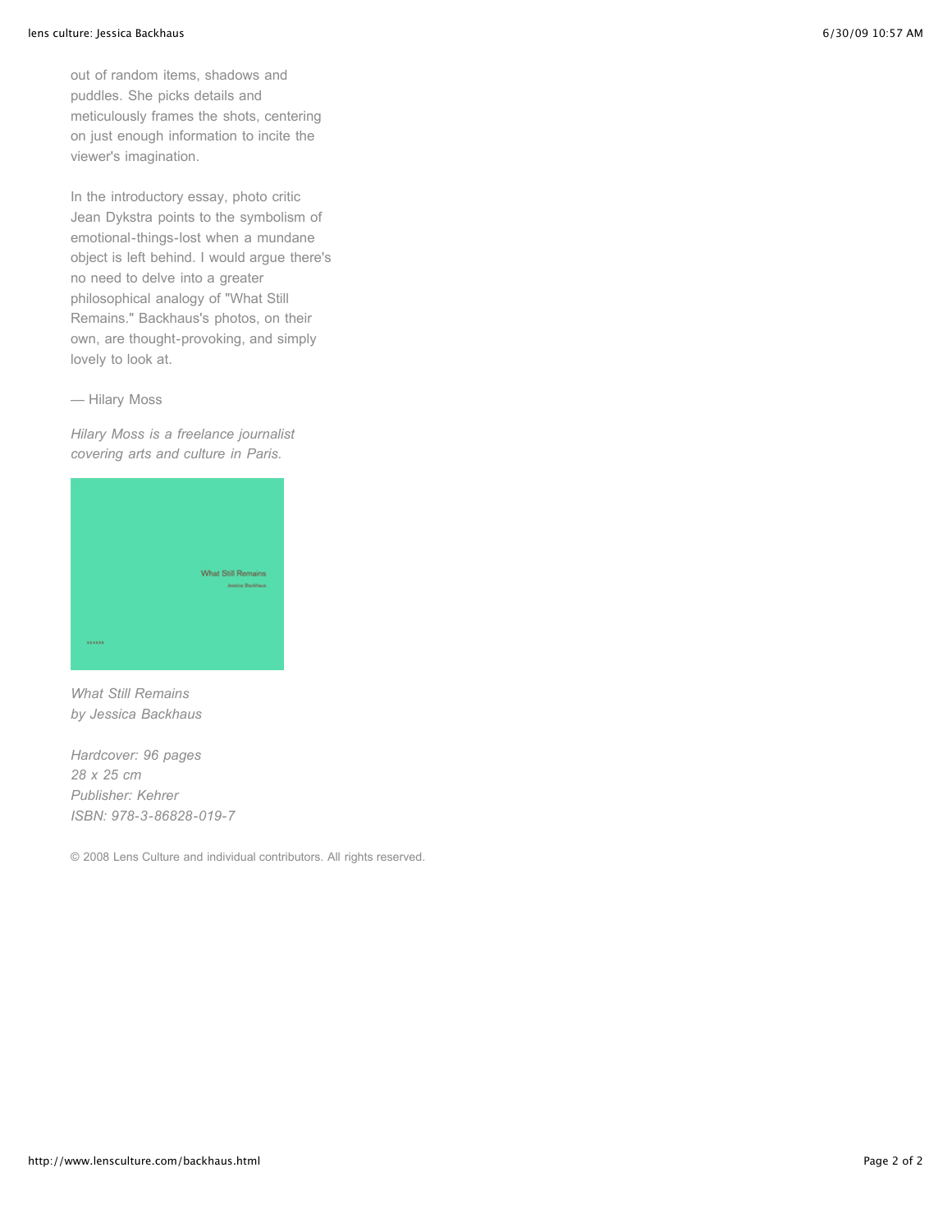out of random items, shadows and puddles. She picks details and meticulously frames the shots, centering on just enough information to incite the viewer's imagination.

In the introductory essay, photo critic Jean Dykstra points to the symbolism of emotional-things-lost when a mundane object is left behind. I would argue there's no need to delve into a greater philosophical analogy of "What Still Remains." Backhaus's photos, on their own, are thought-provoking, and simply lovely to look at.

— Hilary Moss

*Hilary Moss is a freelance journalist covering arts and culture in Paris.*

*What Still Remains*
*by Jessica Backhaus*

*Hardcover: 96 pages*
*28 x 25 cm*
*Publisher: Kehrer*
*ISBN: 978-3-86828-019-7*

© 2008 Lens Culture and individual contributors. All rights reserved.